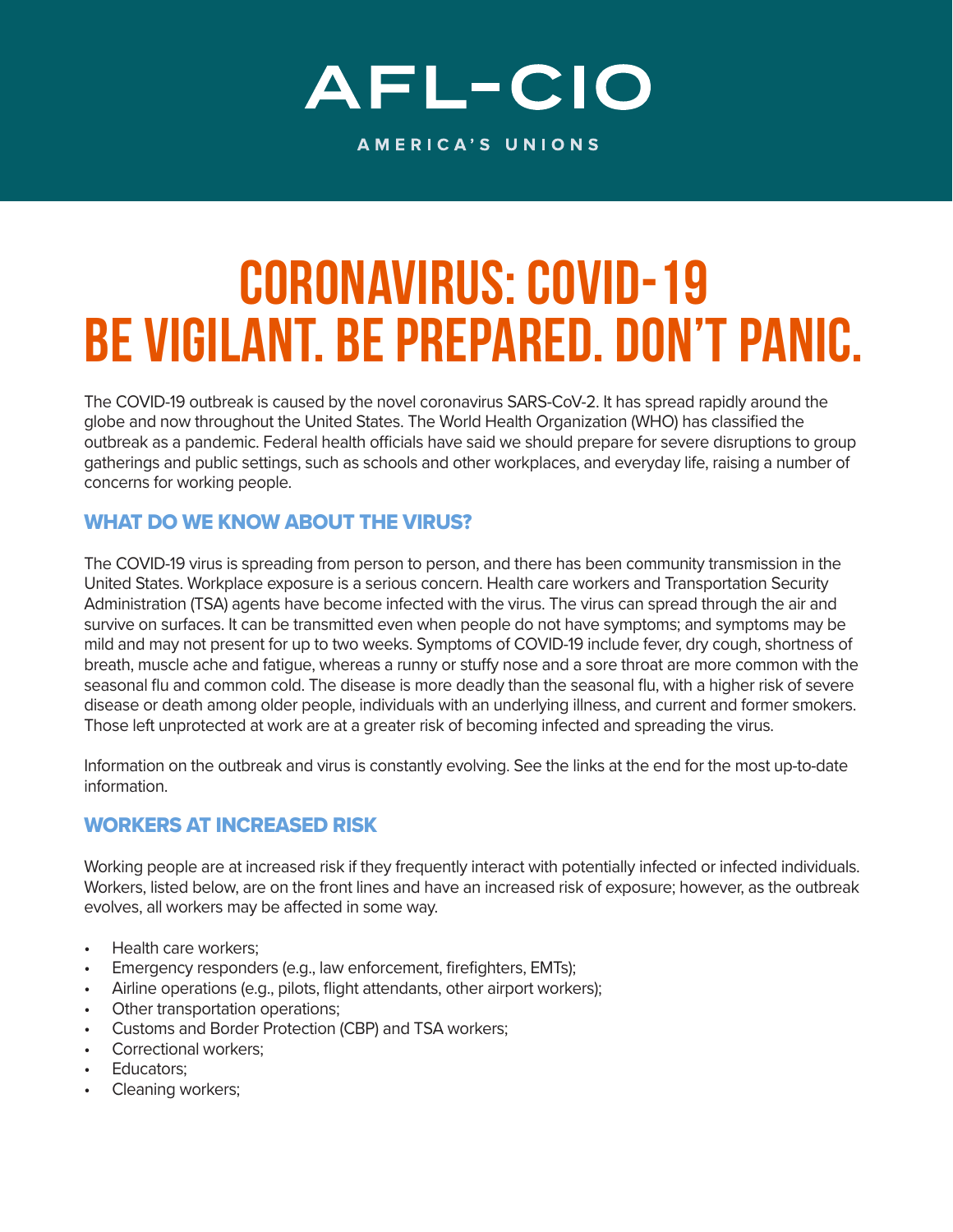# AFL-CIO

AMERICA'S UNIONS

# CORONAVIRUS: COVID-19
# BE VIGILANT. BE PREPARED. DON'T PANIC.

The COVID-19 outbreak is caused by the novel coronavirus SARS-CoV-2. It has spread rapidly around the globe and now throughout the United States. The World Health Organization (WHO) has classified the outbreak as a pandemic. Federal health officials have said we should prepare for severe disruptions to group gatherings and public settings, such as schools and other workplaces, and everyday life, raising a number of concerns for working people.

## WHAT DO WE KNOW ABOUT THE VIRUS?

The COVID-19 virus is spreading from person to person, and there has been community transmission in the United States. Workplace exposure is a serious concern. Health care workers and Transportation Security Administration (TSA) agents have become infected with the virus. The virus can spread through the air and survive on surfaces. It can be transmitted even when people do not have symptoms; and symptoms may be mild and may not present for up to two weeks. Symptoms of COVID-19 include fever, dry cough, shortness of breath, muscle ache and fatigue, whereas a runny or stuffy nose and a sore throat are more common with the seasonal flu and common cold. The disease is more deadly than the seasonal flu, with a higher risk of severe disease or death among older people, individuals with an underlying illness, and current and former smokers. Those left unprotected at work are at a greater risk of becoming infected and spreading the virus.

Information on the outbreak and virus is constantly evolving. See the links at the end for the most up-to-date information.

## WORKERS AT INCREASED RISK

Working people are at increased risk if they frequently interact with potentially infected or infected individuals. Workers, listed below, are on the front lines and have an increased risk of exposure; however, as the outbreak evolves, all workers may be affected in some way.

- Health care workers;
- Emergency responders (e.g., law enforcement, firefighters, EMTs);
- Airline operations (e.g., pilots, flight attendants, other airport workers);
- Other transportation operations;
- Customs and Border Protection (CBP) and TSA workers;
- Correctional workers;
- Educators;
- Cleaning workers;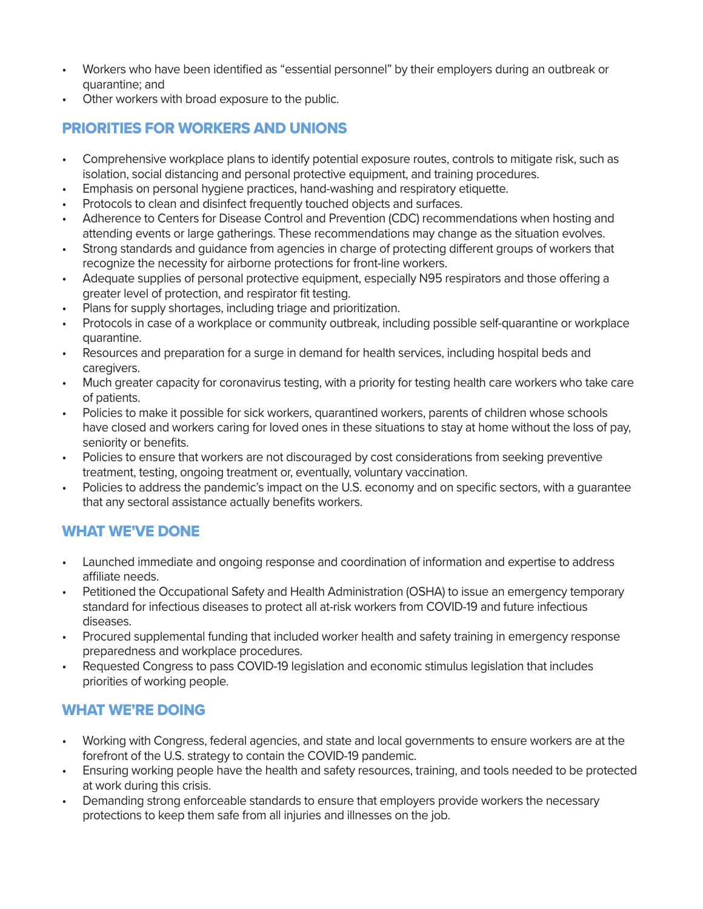- Workers who have been identified as "essential personnel" by their employers during an outbreak or quarantine; and
- Other workers with broad exposure to the public.

## PRIORITIES FOR WORKERS AND UNIONS

- Comprehensive workplace plans to identify potential exposure routes, controls to mitigate risk, such as isolation, social distancing and personal protective equipment, and training procedures.
- Emphasis on personal hygiene practices, hand-washing and respiratory etiquette.
- Protocols to clean and disinfect frequently touched objects and surfaces.
- Adherence to Centers for Disease Control and Prevention (CDC) recommendations when hosting and attending events or large gatherings. These recommendations may change as the situation evolves.
- Strong standards and guidance from agencies in charge of protecting different groups of workers that recognize the necessity for airborne protections for front-line workers.
- Adequate supplies of personal protective equipment, especially N95 respirators and those offering a greater level of protection, and respirator fit testing.
- Plans for supply shortages, including triage and prioritization.
- Protocols in case of a workplace or community outbreak, including possible self-quarantine or workplace quarantine.
- Resources and preparation for a surge in demand for health services, including hospital beds and caregivers.
- Much greater capacity for coronavirus testing, with a priority for testing health care workers who take care of patients.
- Policies to make it possible for sick workers, quarantined workers, parents of children whose schools have closed and workers caring for loved ones in these situations to stay at home without the loss of pay, seniority or benefits.
- Policies to ensure that workers are not discouraged by cost considerations from seeking preventive treatment, testing, ongoing treatment or, eventually, voluntary vaccination.
- Policies to address the pandemic's impact on the U.S. economy and on specific sectors, with a guarantee that any sectoral assistance actually benefits workers.

## WHAT WE'VE DONE

- Launched immediate and ongoing response and coordination of information and expertise to address affiliate needs.
- Petitioned the Occupational Safety and Health Administration (OSHA) to issue an emergency temporary standard for infectious diseases to protect all at-risk workers from COVID-19 and future infectious diseases.
- Procured supplemental funding that included worker health and safety training in emergency response preparedness and workplace procedures.
- Requested Congress to pass COVID-19 legislation and economic stimulus legislation that includes priorities of working people.

## WHAT WE'RE DOING

- Working with Congress, federal agencies, and state and local governments to ensure workers are at the forefront of the U.S. strategy to contain the COVID-19 pandemic.
- Ensuring working people have the health and safety resources, training, and tools needed to be protected at work during this crisis.
- Demanding strong enforceable standards to ensure that employers provide workers the necessary protections to keep them safe from all injuries and illnesses on the job.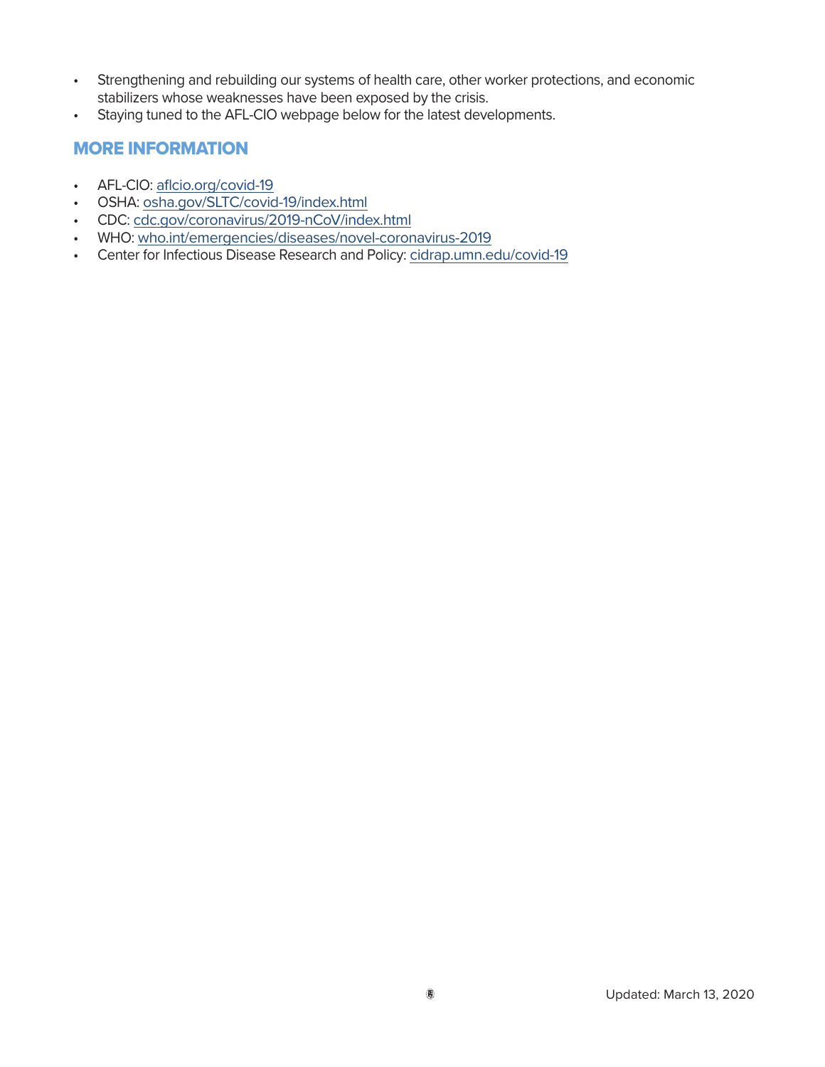- Strengthening and rebuilding our systems of health care, other worker protections, and economic stabilizers whose weaknesses have been exposed by the crisis.
- Staying tuned to the AFL-CIO webpage below for the latest developments.

## MORE INFORMATION

- AFL-CIO: aflcio.org/covid-19
- OSHA: osha.gov/SLTC/covid-19/index.html
- CDC: cdc.gov/coronavirus/2019-nCoV/index.html
- WHO: who.int/emergencies/diseases/novel-coronavirus-2019
- Center for Infectious Disease Research and Policy: cidrap.umn.edu/covid-19

Updated: March 13, 2020